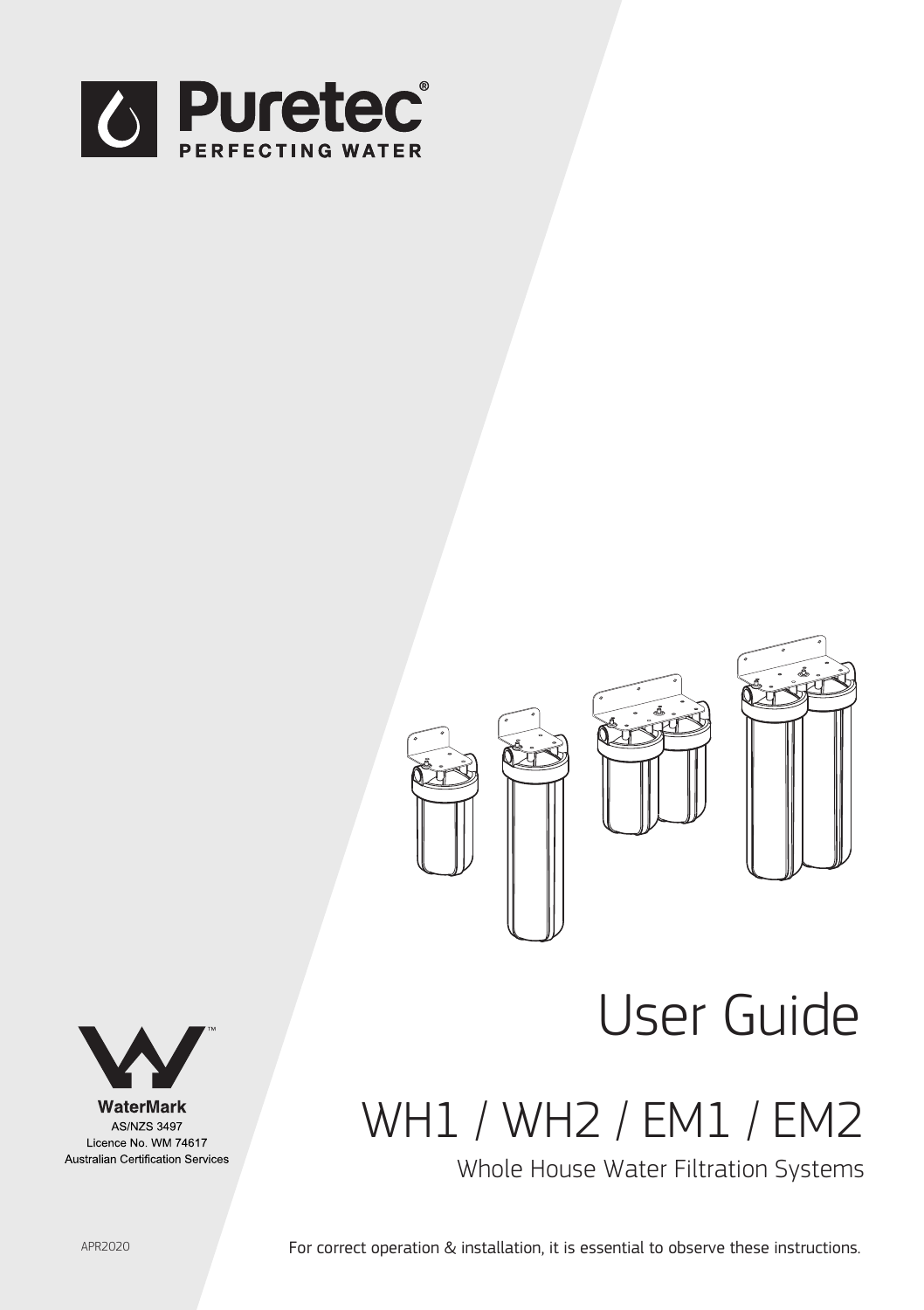Puretec®
PERFECTING WATER

# User Guide

## WH1 / WH2 / EM1 / EM2

Whole House Water Filtration Systems

WaterMark™
AS/NZS 3497
Licence No. WM 74617
Australian Certification Services

APR2020

For correct operation & installation, it is essential to observe these instructions.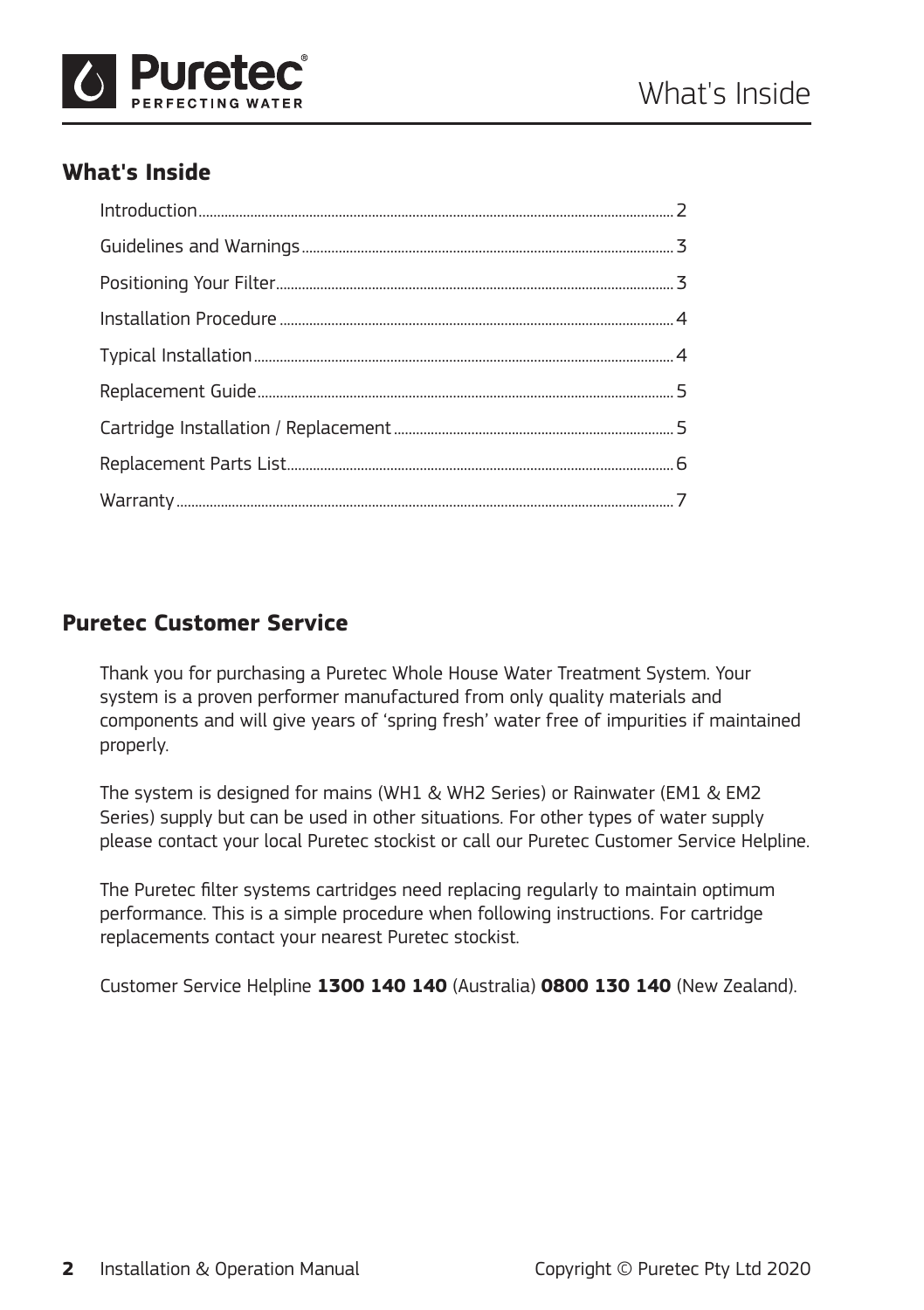## What's Inside

Introduction.....2
Guidelines and Warnings.....3
Positioning Your Filter.....3
Installation Procedure.....4
Typical Installation.....4
Replacement Guide.....5
Cartridge Installation / Replacement.....5
Replacement Parts List.....6
Warranty.....7

## Puretec Customer Service

Thank you for purchasing a Puretec Whole House Water Treatment System. Your system is a proven performer manufactured from only quality materials and components and will give years of 'spring fresh' water free of impurities if maintained properly.

The system is designed for mains (WH1 & WH2 Series) or Rainwater (EM1 & EM2 Series) supply but can be used in other situations. For other types of water supply please contact your local Puretec stockist or call our Puretec Customer Service Helpline.

The Puretec filter systems cartridges need replacing regularly to maintain optimum performance. This is a simple procedure when following instructions. For cartridge replacements contact your nearest Puretec stockist.

Customer Service Helpline **1300 140 140** (Australia) **0800 130 140** (New Zealand).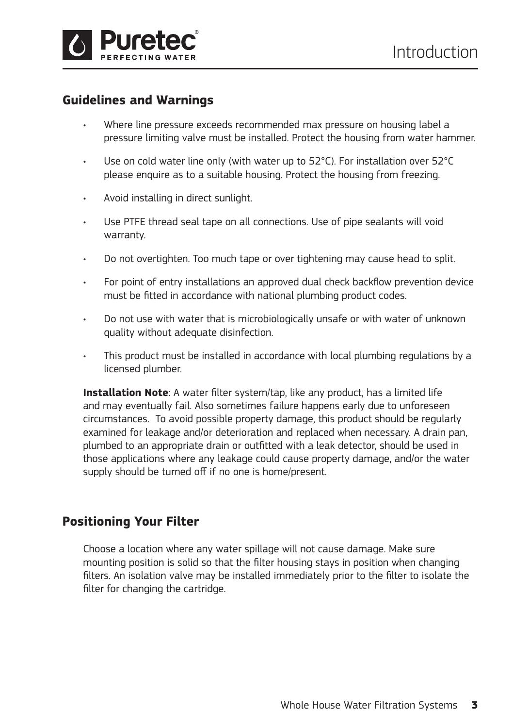## Guidelines and Warnings

- Where line pressure exceeds recommended max pressure on housing label a pressure limiting valve must be installed. Protect the housing from water hammer.
- Use on cold water line only (with water up to 52°C). For installation over 52°C please enquire as to a suitable housing. Protect the housing from freezing.
- Avoid installing in direct sunlight.
- Use PTFE thread seal tape on all connections. Use of pipe sealants will void warranty.
- Do not overtighten. Too much tape or over tightening may cause head to split.
- For point of entry installations an approved dual check backflow prevention device must be fitted in accordance with national plumbing product codes.
- Do not use with water that is microbiologically unsafe or with water of unknown quality without adequate disinfection.
- This product must be installed in accordance with local plumbing regulations by a licensed plumber.

**Installation Note**: A water filter system/tap, like any product, has a limited life and may eventually fail. Also sometimes failure happens early due to unforeseen circumstances. To avoid possible property damage, this product should be regularly examined for leakage and/or deterioration and replaced when necessary. A drain pan, plumbed to an appropriate drain or outfitted with a leak detector, should be used in those applications where any leakage could cause property damage, and/or the water supply should be turned off if no one is home/present.

## Positioning Your Filter

Choose a location where any water spillage will not cause damage. Make sure mounting position is solid so that the filter housing stays in position when changing filters. An isolation valve may be installed immediately prior to the filter to isolate the filter for changing the cartridge.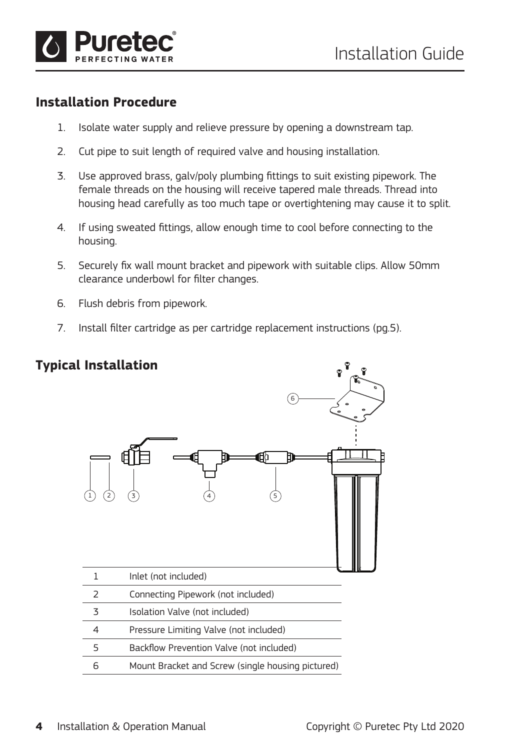## Installation Procedure

1. Isolate water supply and relieve pressure by opening a downstream tap.
2. Cut pipe to suit length of required valve and housing installation.
3. Use approved brass, galv/poly plumbing fittings to suit existing pipework. The female threads on the housing will receive tapered male threads. Thread into housing head carefully as too much tape or overtightening may cause it to split.
4. If using sweated fittings, allow enough time to cool before connecting to the housing.
5. Securely fix wall mount bracket and pipework with suitable clips. Allow 50mm clearance underbowl for filter changes.
6. Flush debris from pipework.
7. Install filter cartridge as per cartridge replacement instructions (pg.5).

## Typical Installation

| | |
|---|---|
| 1 | Inlet (not included) |
| 2 | Connecting Pipework (not included) |
| 3 | Isolation Valve (not included) |
| 4 | Pressure Limiting Valve (not included) |
| 5 | Backflow Prevention Valve (not included) |
| 6 | Mount Bracket and Screw (single housing pictured) |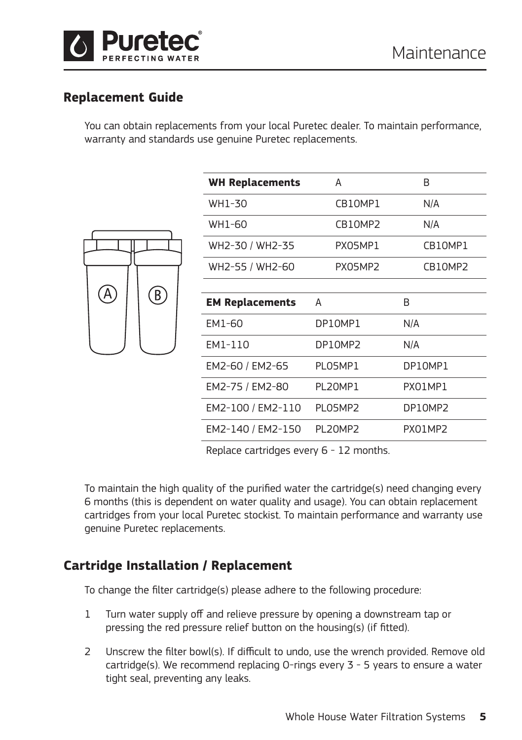## Replacement Guide

You can obtain replacements from your local Puretec dealer. To maintain performance, warranty and standards use genuine Puretec replacements.

| WH Replacements | A | B |
|---|---|---|
| WH1-30 | CB10MP1 | N/A |
| WH1-60 | CB10MP2 | N/A |
| WH2-30 / WH2-35 | PX05MP1 | CB10MP1 |
| WH2-55 / WH2-60 | PX05MP2 | CB10MP2 |

| EM Replacements | A | B |
|---|---|---|
| EM1-60 | DP10MP1 | N/A |
| EM1-110 | DP10MP2 | N/A |
| EM2-60 / EM2-65 | PL05MP1 | DP10MP1 |
| EM2-75 / EM2-80 | PL20MP1 | PX01MP1 |
| EM2-100 / EM2-110 | PL05MP2 | DP10MP2 |
| EM2-140 / EM2-150 | PL20MP2 | PX01MP2 |

Replace cartridges every 6 - 12 months.

To maintain the high quality of the purified water the cartridge(s) need changing every 6 months (this is dependent on water quality and usage). You can obtain replacement cartridges from your local Puretec stockist. To maintain performance and warranty use genuine Puretec replacements.

## Cartridge Installation / Replacement

To change the filter cartridge(s) please adhere to the following procedure:

1. Turn water supply off and relieve pressure by opening a downstream tap or pressing the red pressure relief button on the housing(s) (if fitted).
2. Unscrew the filter bowl(s). If difficult to undo, use the wrench provided. Remove old cartridge(s). We recommend replacing O-rings every 3 - 5 years to ensure a water tight seal, preventing any leaks.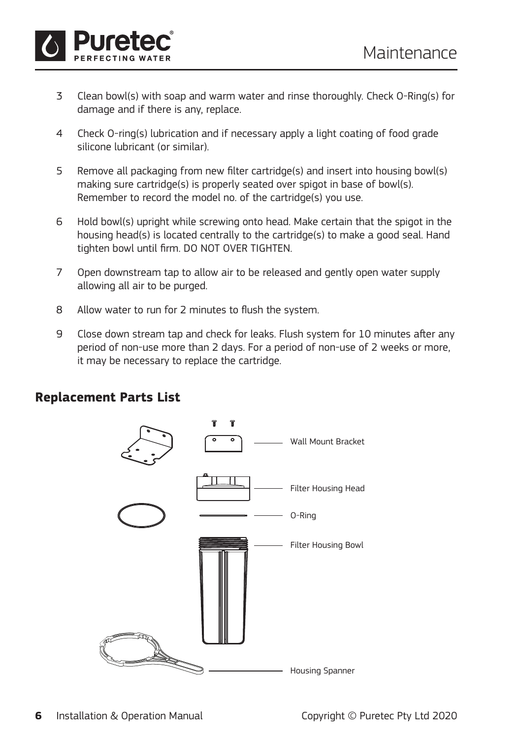3. Clean bowl(s) with soap and warm water and rinse thoroughly. Check O-Ring(s) for damage and if there is any, replace.
4. Check O-ring(s) lubrication and if necessary apply a light coating of food grade silicone lubricant (or similar).
5. Remove all packaging from new filter cartridge(s) and insert into housing bowl(s) making sure cartridge(s) is properly seated over spigot in base of bowl(s). Remember to record the model no. of the cartridge(s) you use.
6. Hold bowl(s) upright while screwing onto head. Make certain that the spigot in the housing head(s) is located centrally to the cartridge(s) to make a good seal. Hand tighten bowl until firm. DO NOT OVER TIGHTEN.
7. Open downstream tap to allow air to be released and gently open water supply allowing all air to be purged.
8. Allow water to run for 2 minutes to flush the system.
9. Close down stream tap and check for leaks. Flush system for 10 minutes after any period of non-use more than 2 days. For a period of non-use of 2 weeks or more, it may be necessary to replace the cartridge.

## Replacement Parts List

Wall Mount Bracket

Filter Housing Head

O-Ring

Filter Housing Bowl

Housing Spanner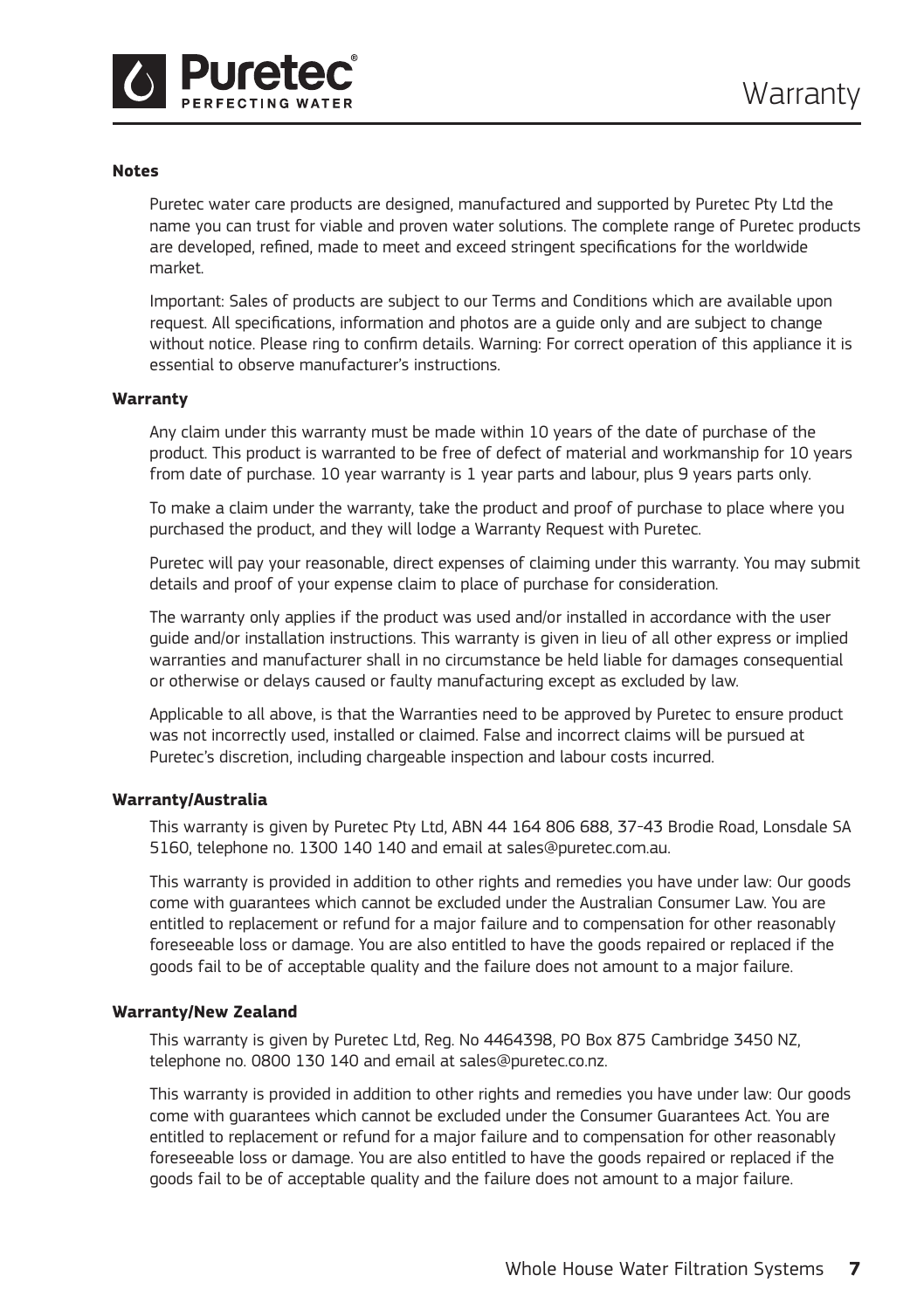## Notes

Puretec water care products are designed, manufactured and supported by Puretec Pty Ltd the name you can trust for viable and proven water solutions. The complete range of Puretec products are developed, refined, made to meet and exceed stringent specifications for the worldwide market.

Important: Sales of products are subject to our Terms and Conditions which are available upon request. All specifications, information and photos are a guide only and are subject to change without notice. Please ring to confirm details. Warning: For correct operation of this appliance it is essential to observe manufacturer's instructions.

## Warranty

Any claim under this warranty must be made within 10 years of the date of purchase of the product. This product is warranted to be free of defect of material and workmanship for 10 years from date of purchase. 10 year warranty is 1 year parts and labour, plus 9 years parts only.

To make a claim under the warranty, take the product and proof of purchase to place where you purchased the product, and they will lodge a Warranty Request with Puretec.

Puretec will pay your reasonable, direct expenses of claiming under this warranty. You may submit details and proof of your expense claim to place of purchase for consideration.

The warranty only applies if the product was used and/or installed in accordance with the user guide and/or installation instructions. This warranty is given in lieu of all other express or implied warranties and manufacturer shall in no circumstance be held liable for damages consequential or otherwise or delays caused or faulty manufacturing except as excluded by law.

Applicable to all above, is that the Warranties need to be approved by Puretec to ensure product was not incorrectly used, installed or claimed. False and incorrect claims will be pursued at Puretec's discretion, including chargeable inspection and labour costs incurred.

## Warranty/Australia

This warranty is given by Puretec Pty Ltd, ABN 44 164 806 688, 37-43 Brodie Road, Lonsdale SA 5160, telephone no. 1300 140 140 and email at sales@puretec.com.au.

This warranty is provided in addition to other rights and remedies you have under law: Our goods come with guarantees which cannot be excluded under the Australian Consumer Law. You are entitled to replacement or refund for a major failure and to compensation for other reasonably foreseeable loss or damage. You are also entitled to have the goods repaired or replaced if the goods fail to be of acceptable quality and the failure does not amount to a major failure.

## Warranty/New Zealand

This warranty is given by Puretec Ltd, Reg. No 4464398, PO Box 875 Cambridge 3450 NZ, telephone no. 0800 130 140 and email at sales@puretec.co.nz.

This warranty is provided in addition to other rights and remedies you have under law: Our goods come with guarantees which cannot be excluded under the Consumer Guarantees Act. You are entitled to replacement or refund for a major failure and to compensation for other reasonably foreseeable loss or damage. You are also entitled to have the goods repaired or replaced if the goods fail to be of acceptable quality and the failure does not amount to a major failure.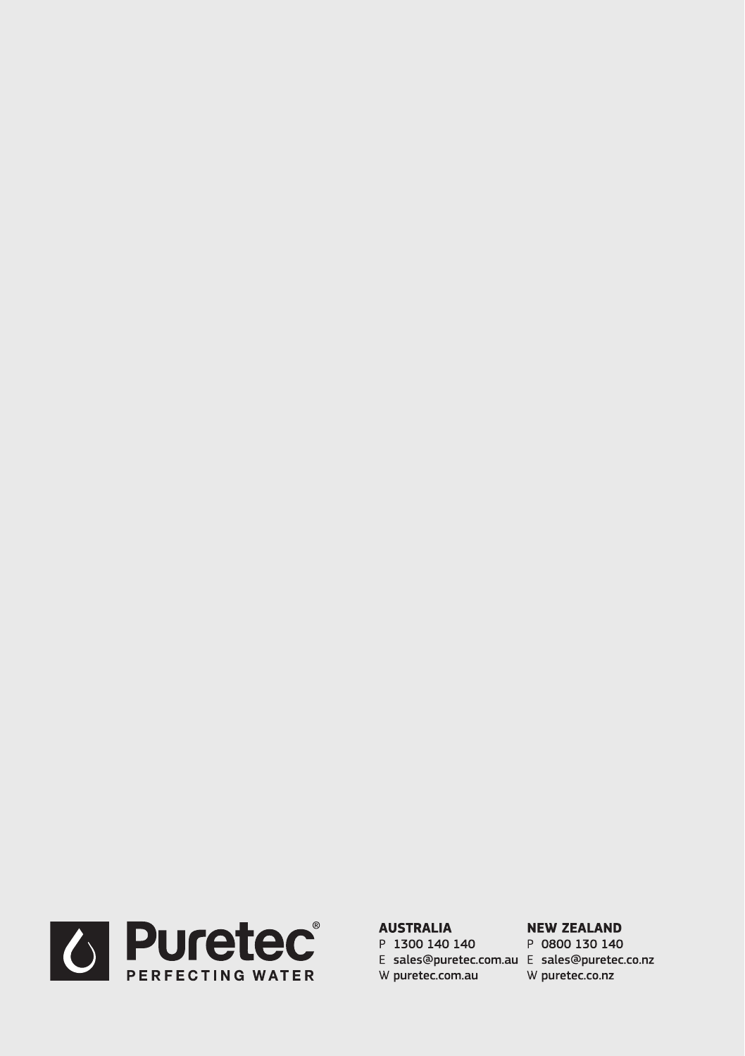Puretec®

PERFECTING WATER

**AUSTRALIA**

P 1300 140 140

E sales@puretec.com.au

W puretec.com.au

**NEW ZEALAND**

P 0800 130 140

E sales@puretec.co.nz

W puretec.co.nz